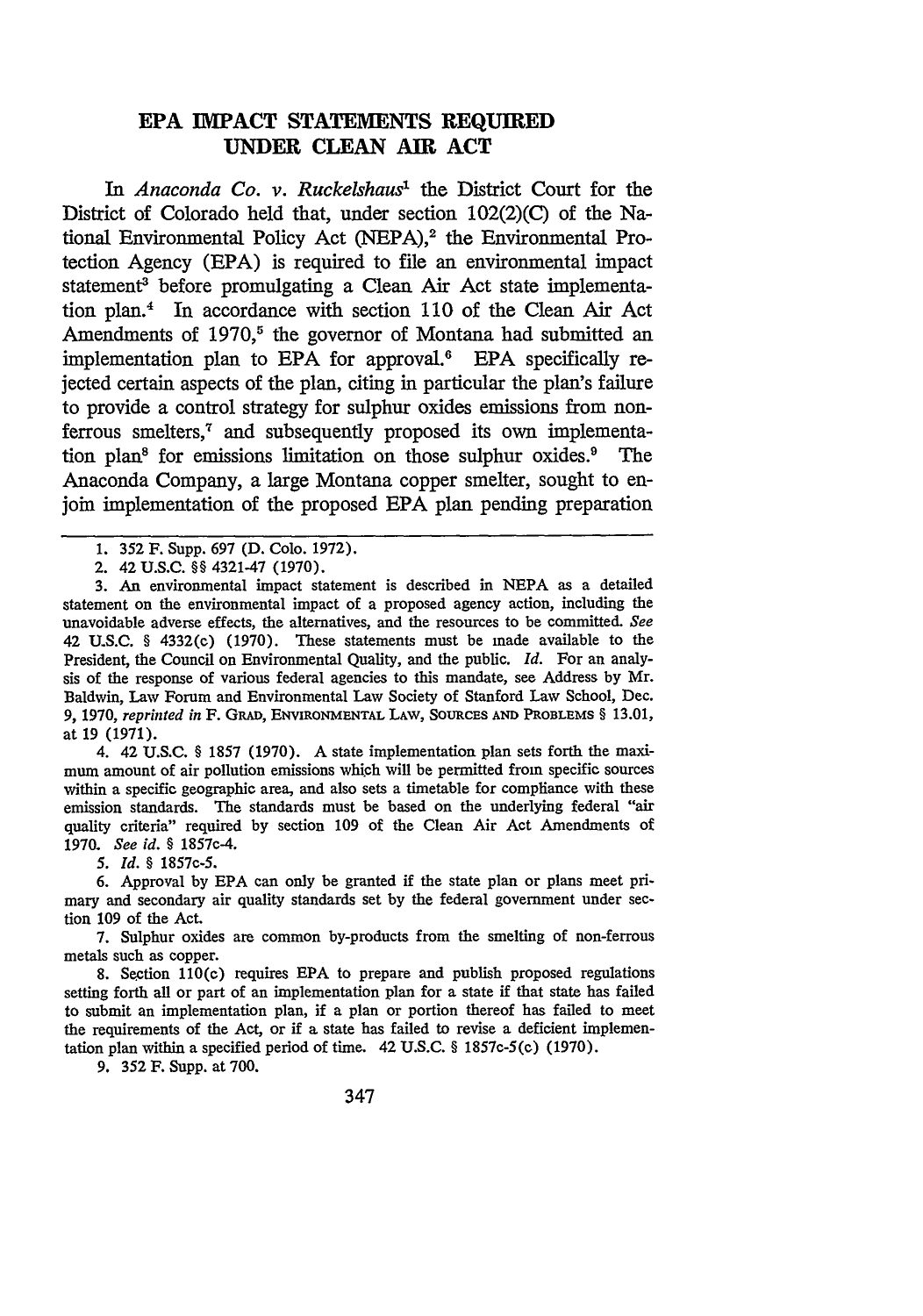## EPA IMPACT STATEMENTS REQUIRED UNDER CLEAN AIR ACT

In *Anaconda Co. v. Ruckelshaus*[1] the District Court for the District of Colorado held that, under section 102(2)(C) of the National Environmental Policy Act (NEPA),[2] the Environmental Protection Agency (EPA) is required to file an environmental impact statement[3] before promulgating a Clean Air Act state implementation plan.[4] In accordance with section 110 of the Clean Air Act Amendments of 1970,[5] the governor of Montana had submitted an implementation plan to EPA for approval.[6] EPA specifically rejected certain aspects of the plan, citing in particular the plan's failure to provide a control strategy for sulphur oxides emissions from nonferrous smelters,[7] and subsequently proposed its own implementation plan[8] for emissions limitation on those sulphur oxides.[9] The Anaconda Company, a large Montana copper smelter, sought to enjoin implementation of the proposed EPA plan pending preparation

---

1. 352 F. Supp. 697 (D. Colo. 1972).

2. 42 U.S.C. §§ 4321-47 (1970).

3. An environmental impact statement is described in NEPA as a detailed statement on the environmental impact of a proposed agency action, including the unavoidable adverse effects, the alternatives, and the resources to be committed. *See* 42 U.S.C. § 4332(c) (1970). These statements must be made available to the President, the Council on Environmental Quality, and the public. *Id.* For an analysis of the response of various federal agencies to this mandate, see Address by Mr. Baldwin, Law Forum and Environmental Law Society of Stanford Law School, Dec. 9, 1970, *reprinted in* F. GRAD, ENVIRONMENTAL LAW, SOURCES AND PROBLEMS § 13.01, at 19 (1971).

4. 42 U.S.C. § 1857 (1970). A state implementation plan sets forth the maximum amount of air pollution emissions which will be permitted from specific sources within a specific geographic area, and also sets a timetable for compliance with these emission standards. The standards must be based on the underlying federal "air quality criteria" required by section 109 of the Clean Air Act Amendments of 1970. *See id.* § 1857c-4.

5. *Id.* § 1857c-5.

6. Approval by EPA can only be granted if the state plan or plans meet primary and secondary air quality standards set by the federal government under section 109 of the Act.

7. Sulphur oxides are common by-products from the smelting of non-ferrous metals such as copper.

8. Section 110(c) requires EPA to prepare and publish proposed regulations setting forth all or part of an implementation plan for a state if that state has failed to submit an implementation plan, if a plan or portion thereof has failed to meet the requirements of the Act, or if a state has failed to revise a deficient implementation plan within a specified period of time. 42 U.S.C. § 1857c-5(c) (1970).

9. 352 F. Supp. at 700.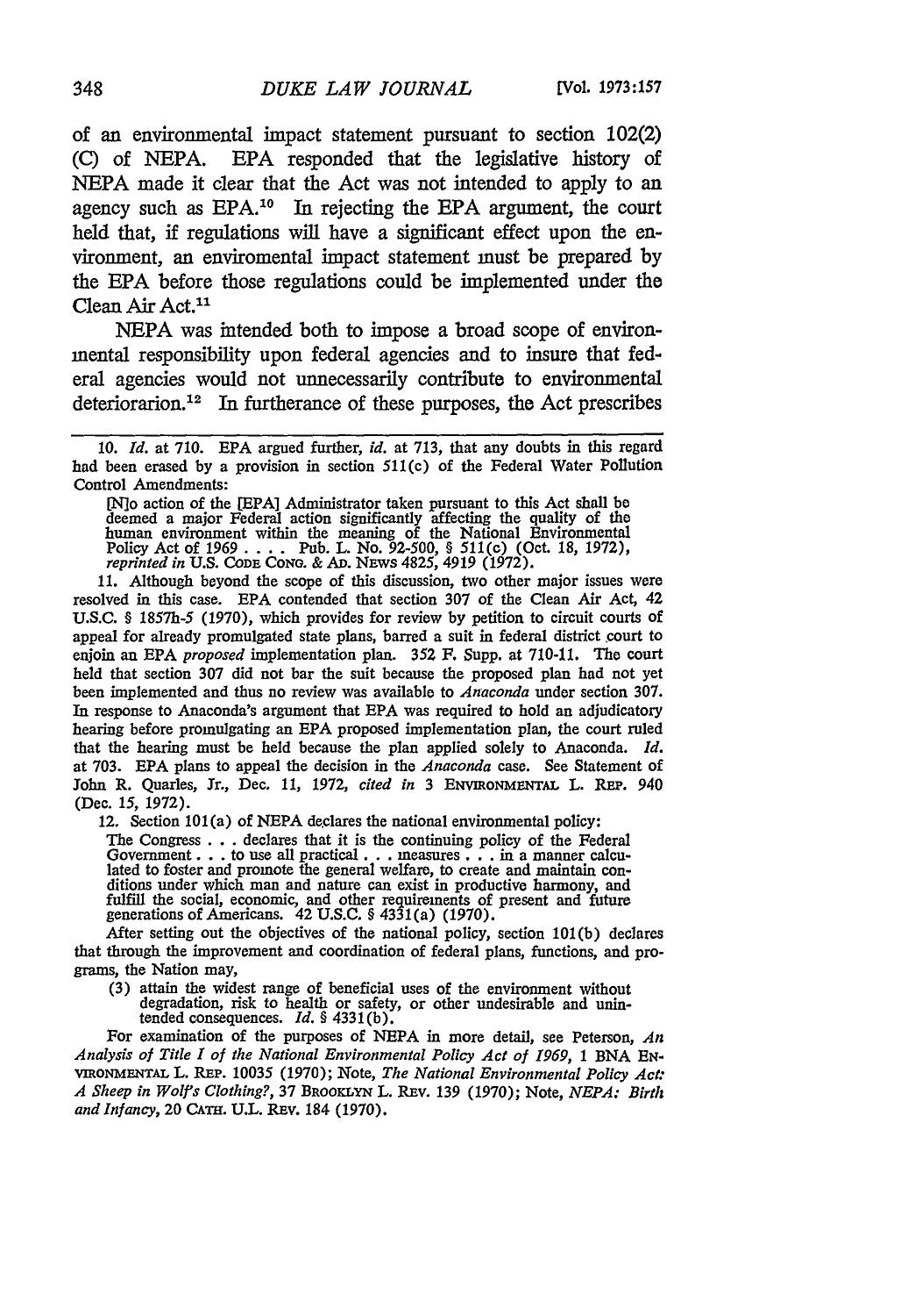of an environmental impact statement pursuant to section 102(2) (C) of NEPA. EPA responded that the legislative history of NEPA made it clear that the Act was not intended to apply to an agency such as EPA.[10] In rejecting the EPA argument, the court held that, if regulations will have a significant effect upon the environment, an enviromental impact statement must be prepared by the EPA before those regulations could be implemented under the Clean Air Act.[11]

NEPA was intended both to impose a broad scope of environmental responsibility upon federal agencies and to insure that federal agencies would not unnecessarily contribute to environmental deteriorarion.[12] In furtherance of these purposes, the Act prescribes

---

10. *Id.* at 710. EPA argued further, *id.* at 713, that any doubts in this regard had been erased by a provision in section 511(c) of the Federal Water Pollution Control Amendments:

> [N]o action of the [EPA] Administrator taken pursuant to this Act shall be deemed a major Federal action significantly affecting the quality of the human environment within the meaning of the National Environmental Policy Act of 1969 . . . . Pub. L. No. 92-500, § 511(c) (Oct. 18, 1972), *reprinted in* U.S. CODE CONG. & AD. NEWS 4825, 4919 (1972).

11. Although beyond the scope of this discussion, two other major issues were resolved in this case. EPA contended that section 307 of the Clean Air Act, 42 U.S.C. § 1857h-5 (1970), which provides for review by petition to circuit courts of appeal for already promulgated state plans, barred a suit in federal district court to enjoin an EPA *proposed* implementation plan. 352 F. Supp. at 710-11. The court held that section 307 did not bar the suit because the proposed plan had not yet been implemented and thus no review was available to *Anaconda* under section 307. In response to Anaconda's argument that EPA was required to hold an adjudicatory hearing before promulgating an EPA proposed implementation plan, the court ruled that the hearing must be held because the plan applied solely to Anaconda. *Id.* at 703. EPA plans to appeal the decision in the *Anaconda* case. See Statement of John R. Quarles, Jr., Dec. 11, 1972, *cited in* 3 ENVIRONMENTAL L. REP. 940 (Dec. 15, 1972).

12. Section 101(a) of NEPA declares the national environmental policy:

> The Congress . . . declares that it is the continuing policy of the Federal Government . . . to use all practical . . . measures . . . in a manner calculated to foster and promote the general welfare, to create and maintain conditions under which man and nature can exist in productive harmony, and fulfill the social, economic, and other requirements of present and future generations of Americans. 42 U.S.C. § 4331(a) (1970).

After setting out the objectives of the national policy, section 101(b) declares that through the improvement and coordination of federal plans, functions, and programs, the Nation may,

> (3) attain the widest range of beneficial uses of the environment without degradation, risk to health or safety, or other undesirable and unintended consequences. *Id.* § 4331(b).

For examination of the purposes of NEPA in more detail, see Peterson, *An Analysis of Title I of the National Environmental Policy Act of 1969*, 1 BNA ENVIRONMENTAL L. REP. 10035 (1970); Note, *The National Environmental Policy Act: A Sheep in Wolf's Clothing?*, 37 BROOKLYN L. REV. 139 (1970); Note, *NEPA: Birth and Infancy*, 20 CATH. U.L. REV. 184 (1970).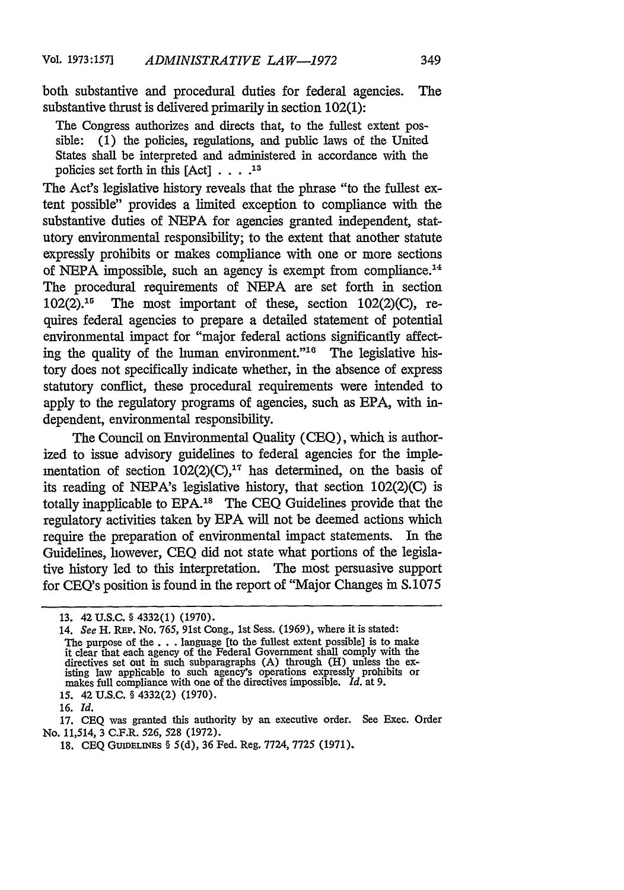both substantive and procedural duties for federal agencies. The substantive thrust is delivered primarily in section 102(1):

> The Congress authorizes and directs that, to the fullest extent possible: (1) the policies, regulations, and public laws of the United States shall be interpreted and administered in accordance with the policies set forth in this [Act] . . . .[13]

The Act's legislative history reveals that the phrase "to the fullest extent possible" provides a limited exception to compliance with the substantive duties of NEPA for agencies granted independent, statutory environmental responsibility; to the extent that another statute expressly prohibits or makes compliance with one or more sections of NEPA impossible, such an agency is exempt from compliance.[14] The procedural requirements of NEPA are set forth in section 102(2).[15] The most important of these, section 102(2)(C), requires federal agencies to prepare a detailed statement of potential environmental impact for "major federal actions significantly affecting the quality of the human environment."[16] The legislative history does not specifically indicate whether, in the absence of express statutory conflict, these procedural requirements were intended to apply to the regulatory programs of agencies, such as EPA, with independent, environmental responsibility.

The Council on Environmental Quality (CEQ), which is authorized to issue advisory guidelines to federal agencies for the implementation of section 102(2)(C),[17] has determined, on the basis of its reading of NEPA's legislative history, that section 102(2)(C) is totally inapplicable to EPA.[18] The CEQ Guidelines provide that the regulatory activities taken by EPA will not be deemed actions which require the preparation of environmental impact statements. In the Guidelines, however, CEQ did not state what portions of the legislative history led to this interpretation. The most persuasive support for CEQ's position is found in the report of "Major Changes in S.1075

---

13. 42 U.S.C. § 4332(1) (1970).

14. *See* H. REP. No. 765, 91st Cong., 1st Sess. (1969), where it is stated:

> The purpose of the . . . language [to the fullest extent possible] is to make it clear that each agency of the Federal Government shall comply with the directives set out in such subparagraphs (A) through (H) unless the existing law applicable to such agency's operations expressly prohibits or makes full compliance with one of the directives impossible. *Id.* at 9.

15. 42 U.S.C. § 4332(2) (1970).

16. *Id.*

17. CEQ was granted this authority by an executive order. See Exec. Order No. 11,514, 3 C.F.R. 526, 528 (1972).

18. CEQ GUIDELINES § 5(d), 36 Fed. Reg. 7724, 7725 (1971).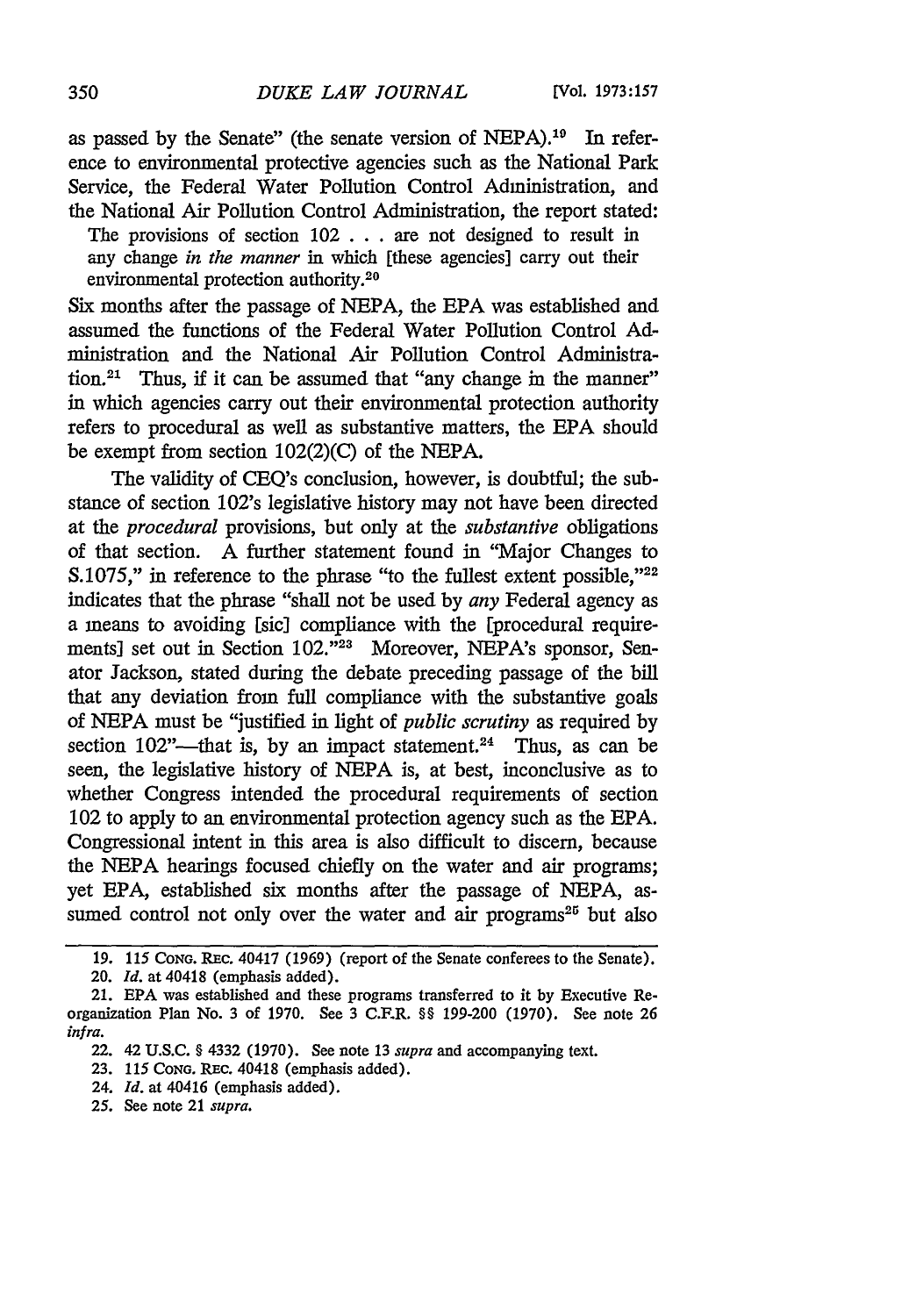as passed by the Senate" (the senate version of NEPA).[19] In reference to environmental protective agencies such as the National Park Service, the Federal Water Pollution Control Administration, and the National Air Pollution Control Administration, the report stated:

> The provisions of section 102 . . . are not designed to result in any change *in the manner* in which [these agencies] carry out their environmental protection authority.[20]

Six months after the passage of NEPA, the EPA was established and assumed the functions of the Federal Water Pollution Control Administration and the National Air Pollution Control Administration.[21] Thus, if it can be assumed that "any change in the manner" in which agencies carry out their environmental protection authority refers to procedural as well as substantive matters, the EPA should be exempt from section 102(2)(C) of the NEPA.

The validity of CEQ's conclusion, however, is doubtful; the substance of section 102's legislative history may not have been directed at the *procedural* provisions, but only at the *substantive* obligations of that section. A further statement found in "Major Changes to S.1075," in reference to the phrase "to the fullest extent possible,"[22] indicates that the phrase "shall not be used by *any* Federal agency as a means to avoiding [sic] compliance with the [procedural requirements] set out in Section 102."[23] Moreover, NEPA's sponsor, Senator Jackson, stated during the debate preceding passage of the bill that any deviation from full compliance with the substantive goals of NEPA must be "justified in light of *public scrutiny* as required by section 102"—that is, by an impact statement.[24] Thus, as can be seen, the legislative history of NEPA is, at best, inconclusive as to whether Congress intended the procedural requirements of section 102 to apply to an environmental protection agency such as the EPA. Congressional intent in this area is also difficult to discern, because the NEPA hearings focused chiefly on the water and air programs; yet EPA, established six months after the passage of NEPA, assumed control not only over the water and air programs[25] but also

---

19. 115 CONG. REC. 40417 (1969) (report of the Senate conferees to the Senate).

20. *Id.* at 40418 (emphasis added).

21. EPA was established and these programs transferred to it by Executive Reorganization Plan No. 3 of 1970. See 3 C.F.R. §§ 199-200 (1970). See note 26 *infra.*

22. 42 U.S.C. § 4332 (1970). See note 13 *supra* and accompanying text.

23. 115 CONG. REC. 40418 (emphasis added).

24. *Id.* at 40416 (emphasis added).

25. See note 21 *supra.*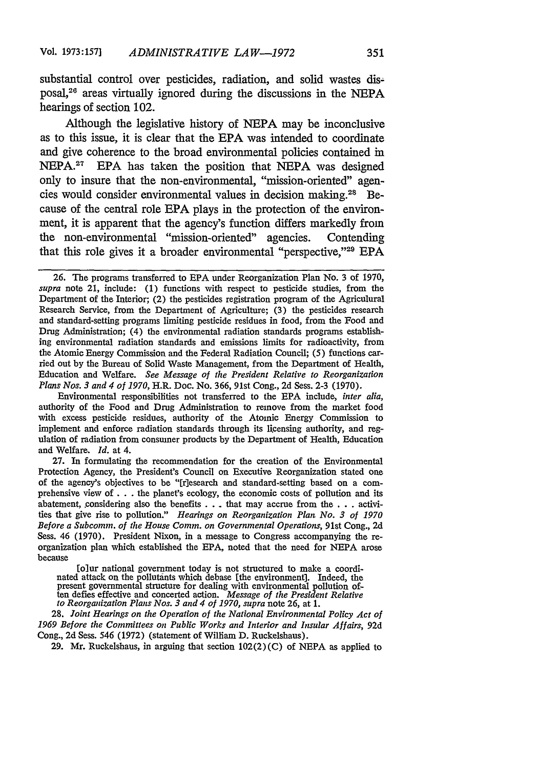substantial control over pesticides, radiation, and solid wastes disposal,[26] areas virtually ignored during the discussions in the NEPA hearings of section 102.

Although the legislative history of NEPA may be inconclusive as to this issue, it is clear that the EPA was intended to coordinate and give coherence to the broad environmental policies contained in NEPA.[27] EPA has taken the position that NEPA was designed only to insure that the non-environmental, "mission-oriented" agencies would consider environmental values in decision making.[28] Because of the central role EPA plays in the protection of the environment, it is apparent that the agency's function differs markedly from the non-environmental "mission-oriented" agencies. Contending that this role gives it a broader environmental "perspective,"[29] EPA

---

26. The programs transferred to EPA under Reorganization Plan No. 3 of 1970, *supra* note 21, include: (1) functions with respect to pesticide studies, from the Department of the Interior; (2) the pesticides registration program of the Agriculural Research Service, from the Department of Agriculture; (3) the pesticides research and standard-setting programs limiting pesticide residues in food, from the Food and Drug Administration; (4) the environmental radiation standards programs establishing environmental radiation standards and emissions limits for radioactivity, from the Atomic Energy Commission and the Federal Radiation Council; (5) functions carried out by the Bureau of Solid Waste Management, from the Department of Health, Education and Welfare. *See Message of the President Relative to Reorganization Plans Nos. 3 and 4 of 1970*, H.R. Doc. No. 366, 91st Cong., 2d Sess. 2-3 (1970).

Environmental responsibilities not transferred to the EPA include, *inter alia*, authority of the Food and Drug Administration to remove from the market food with excess pesticide residues, authority of the Atomic Energy Commission to implement and enforce radiation standards through its licensing authority, and regulation of radiation from consumer products by the Department of Health, Education and Welfare. *Id.* at 4.

27. In formulating the recommendation for the creation of the Environmental Protection Agency, the President's Council on Executive Reorganization stated one of the agency's objectives to be "[r]esearch and standard-setting based on a comprehensive view of . . . the planet's ecology, the economic costs of pollution and its abatement, considering also the benefits . . . that may accrue from the . . . activities that give rise to pollution." *Hearings on Reorganization Plan No. 3 of 1970 Before a Subcomm. of the House Comm. on Governmental Operations*, 91st Cong., 2d Sess. 46 (1970). President Nixon, in a message to Congress accompanying the reorganization plan which established the EPA, noted that the need for NEPA arose because

> [o]ur national government today is not structured to make a coordinated attack on the pollutants which debase [the environment]. Indeed, the present governmental structure for dealing with environmental pollution often defies effective and concerted action. *Message of the President Relative to Reorganization Plans Nos. 3 and 4 of 1970*, *supra* note 26, at 1.

28. *Joint Hearings on the Operation of the National Environmental Policy Act of 1969 Before the Committees on Public Works and Interior and Insular Affairs*, 92d Cong., 2d Sess. 546 (1972) (statement of William D. Ruckelshaus).

29. Mr. Ruckelshaus, in arguing that section 102(2)(C) of NEPA as applied to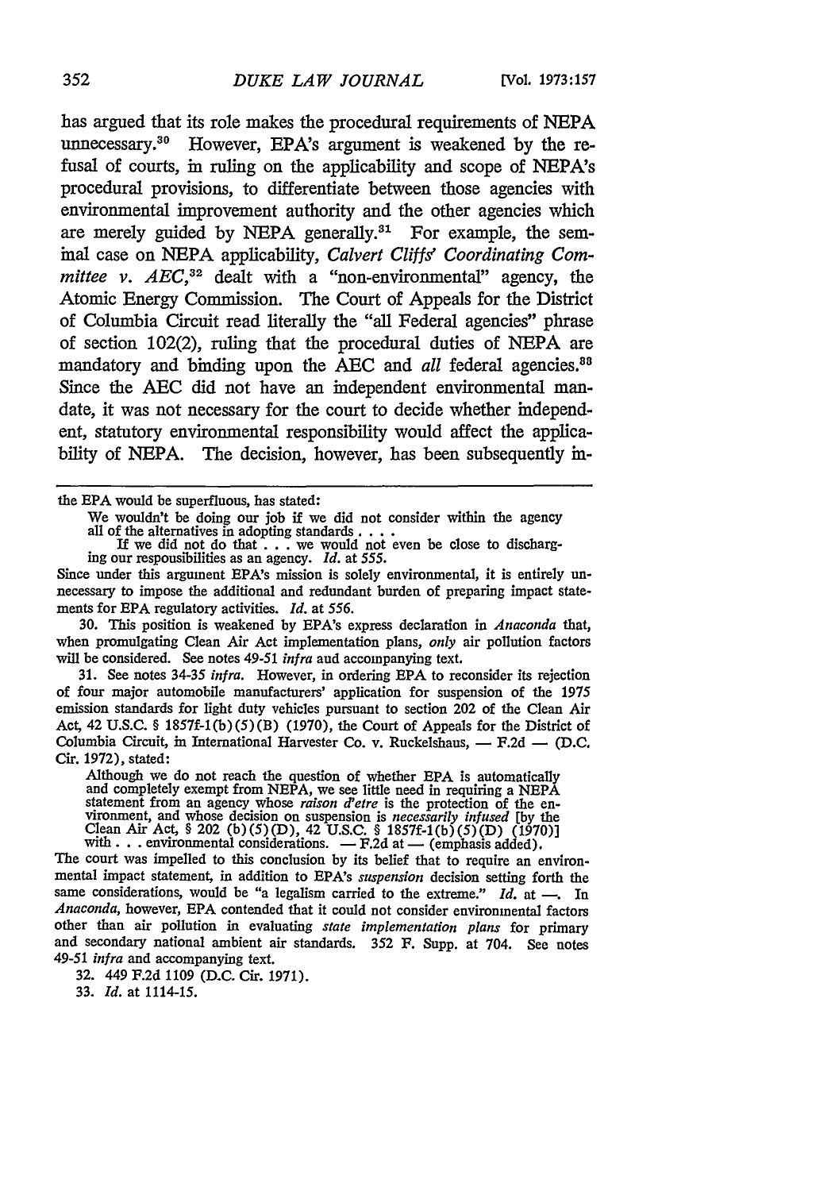has argued that its role makes the procedural requirements of NEPA unnecessary.[30] However, EPA's argument is weakened by the refusal of courts, in ruling on the applicability and scope of NEPA's procedural provisions, to differentiate between those agencies with environmental improvement authority and the other agencies which are merely guided by NEPA generally.[31] For example, the seminal case on NEPA applicability, *Calvert Cliffs' Coordinating Committee v. AEC*,[32] dealt with a "non-environmental" agency, the Atomic Energy Commission. The Court of Appeals for the District of Columbia Circuit read literally the "all Federal agencies" phrase of section 102(2), ruling that the procedural duties of NEPA are mandatory and binding upon the AEC and *all* federal agencies.[33] Since the AEC did not have an independent environmental mandate, it was not necessary for the court to decide whether independent, statutory environmental responsibility would affect the applicability of NEPA. The decision, however, has been subsequently in-

---

the EPA would be superfluous, has stated:

> We wouldn't be doing our job if we did not consider within the agency all of the alternatives in adopting standards . . . .
>
> If we did not do that . . . we would not even be close to discharging our responsibilities as an agency. *Id.* at 555.

Since under this argument EPA's mission is solely environmental, it is entirely unnecessary to impose the additional and redundant burden of preparing impact statements for EPA regulatory activities. *Id.* at 556.

30. This position is weakened by EPA's express declaration in *Anaconda* that, when promulgating Clean Air Act implementation plans, *only* air pollution factors will be considered. See notes 49-51 *infra* and accompanying text.

31. See notes 34-35 *infra*. However, in ordering EPA to reconsider its rejection of four major automobile manufacturers' application for suspension of the 1975 emission standards for light duty vehicles pursuant to section 202 of the Clean Air Act, 42 U.S.C. § 1857f-1(b)(5)(B) (1970), the Court of Appeals for the District of Columbia Circuit, in International Harvester Co. v. Ruckelshaus, — F.2d — (D.C. Cir. 1972), stated:

> Although we do not reach the question of whether EPA is automatically and completely exempt from NEPA, we see little need in requiring a NEPA statement from an agency whose *raison d'etre* is the protection of the environment, and whose decision on suspension is *necessarily infused* [by the Clean Air Act, § 202 (b)(5)(D), 42 U.S.C. § 1857f-1(b)(5)(D) (1970)] with . . . environmental considerations. — F.2d at — (emphasis added).

The court was impelled to this conclusion by its belief that to require an environmental impact statement, in addition to EPA's *suspension* decision setting forth the same considerations, would be "a legalism carried to the extreme." *Id.* at —. In *Anaconda*, however, EPA contended that it could not consider environmental factors other than air pollution in evaluating *state implementation plans* for primary and secondary national ambient air standards. 352 F. Supp. at 704. See notes 49-51 *infra* and accompanying text.

32. 449 F.2d 1109 (D.C. Cir. 1971).

33. *Id.* at 1114-15.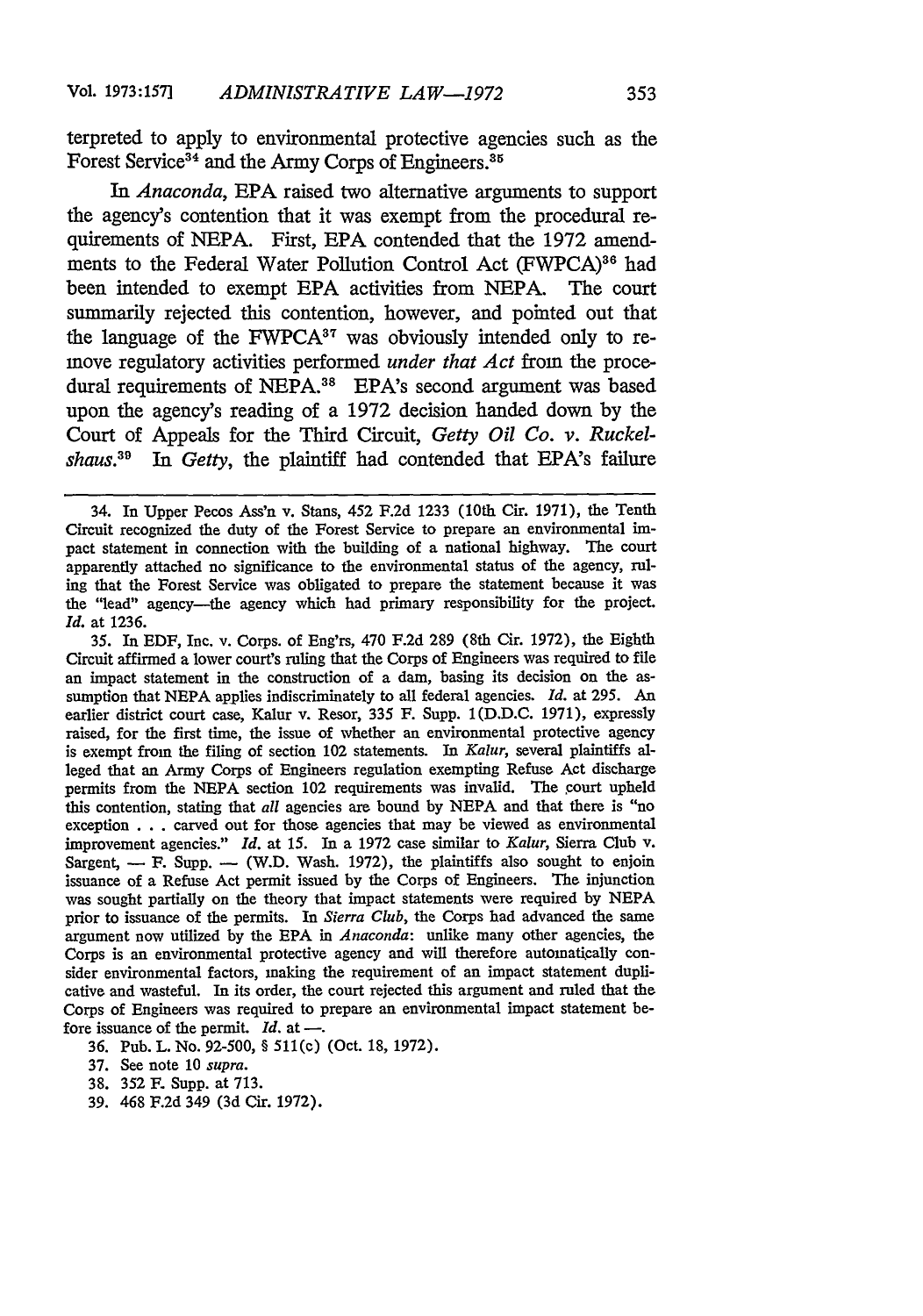terpreted to apply to environmental protective agencies such as the Forest Service[34] and the Army Corps of Engineers.[35]

In *Anaconda*, EPA raised two alternative arguments to support the agency's contention that it was exempt from the procedural requirements of NEPA. First, EPA contended that the 1972 amendments to the Federal Water Pollution Control Act (FWPCA)[36] had been intended to exempt EPA activities from NEPA. The court summarily rejected this contention, however, and pointed out that the language of the FWPCA[37] was obviously intended only to remove regulatory activities performed *under that Act* from the procedural requirements of NEPA.[38] EPA's second argument was based upon the agency's reading of a 1972 decision handed down by the Court of Appeals for the Third Circuit, *Getty Oil Co. v. Ruckelshaus.*[39] In *Getty*, the plaintiff had contended that EPA's failure

---

34. In Upper Pecos Ass'n v. Stans, 452 F.2d 1233 (10th Cir. 1971), the Tenth Circuit recognized the duty of the Forest Service to prepare an environmental impact statement in connection with the building of a national highway. The court apparently attached no significance to the environmental status of the agency, ruling that the Forest Service was obligated to prepare the statement because it was the "lead" agency—the agency which had primary responsibility for the project. *Id.* at 1236.

35. In EDF, Inc. v. Corps. of Eng'rs, 470 F.2d 289 (8th Cir. 1972), the Eighth Circuit affirmed a lower court's ruling that the Corps of Engineers was required to file an impact statement in the construction of a dam, basing its decision on the assumption that NEPA applies indiscriminately to all federal agencies. *Id.* at 295. An earlier district court case, Kalur v. Resor, 335 F. Supp. 1(D.D.C. 1971), expressly raised, for the first time, the issue of whether an environmental protective agency is exempt from the filing of section 102 statements. In *Kalur*, several plaintiffs alleged that an Army Corps of Engineers regulation exempting Refuse Act discharge permits from the NEPA section 102 requirements was invalid. The court upheld this contention, stating that *all* agencies are bound by NEPA and that there is "no exception . . . carved out for those agencies that may be viewed as environmental improvement agencies." *Id.* at 15. In a 1972 case similar to *Kalur*, Sierra Club v. Sargent, — F. Supp. — (W.D. Wash. 1972), the plaintiffs also sought to enjoin issuance of a Refuse Act permit issued by the Corps of Engineers. The injunction was sought partially on the theory that impact statements were required by NEPA prior to issuance of the permits. In *Sierra Club*, the Corps had advanced the same argument now utilized by the EPA in *Anaconda*: unlike many other agencies, the Corps is an environmental protective agency and will therefore automatically consider environmental factors, making the requirement of an impact statement duplicative and wasteful. In its order, the court rejected this argument and ruled that the Corps of Engineers was required to prepare an environmental impact statement before issuance of the permit. *Id.* at —.

36. Pub. L. No. 92-500, § 511(c) (Oct. 18, 1972).

37. See note 10 *supra*.

38. 352 F. Supp. at 713.

39. 468 F.2d 349 (3d Cir. 1972).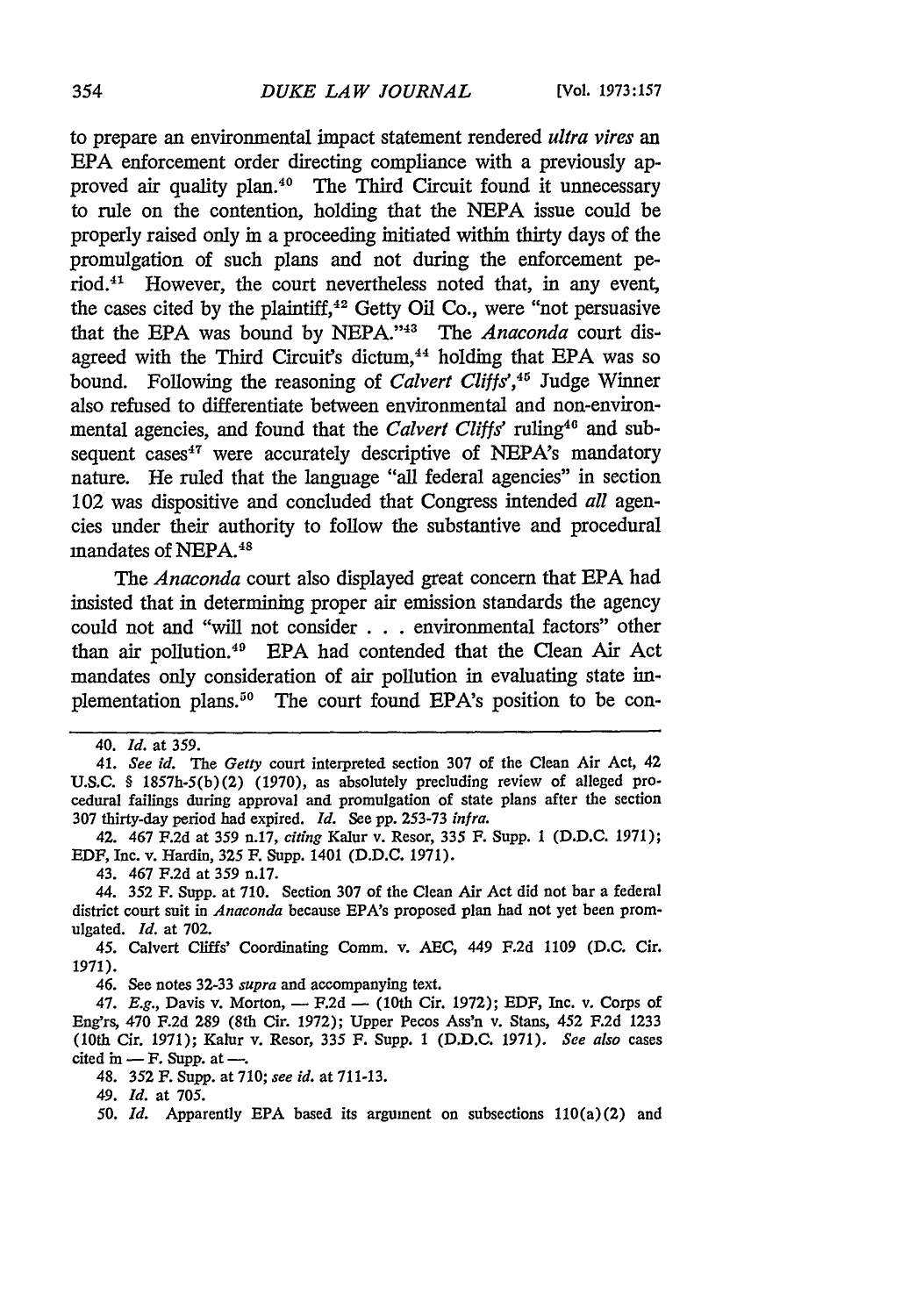to prepare an environmental impact statement rendered *ultra vires* an EPA enforcement order directing compliance with a previously approved air quality plan.[40] The Third Circuit found it unnecessary to rule on the contention, holding that the NEPA issue could be properly raised only in a proceeding initiated within thirty days of the promulgation of such plans and not during the enforcement period.[41] However, the court nevertheless noted that, in any event, the cases cited by the plaintiff,[42] Getty Oil Co., were "not persuasive that the EPA was bound by NEPA."[43] The *Anaconda* court disagreed with the Third Circuit's dictum,[44] holding that EPA was so bound. Following the reasoning of *Calvert Cliffs'*,[45] Judge Winner also refused to differentiate between environmental and non-environmental agencies, and found that the *Calvert Cliffs'* ruling[46] and subsequent cases[47] were accurately descriptive of NEPA's mandatory nature. He ruled that the language "all federal agencies" in section 102 was dispositive and concluded that Congress intended *all* agencies under their authority to follow the substantive and procedural mandates of NEPA.[48]

The *Anaconda* court also displayed great concern that EPA had insisted that in determining proper air emission standards the agency could not and "will not consider . . . environmental factors" other than air pollution.[49] EPA had contended that the Clean Air Act mandates only consideration of air pollution in evaluating state implementation plans.[50] The court found EPA's position to be con-

---

40. *Id.* at 359.

41. *See id.* The *Getty* court interpreted section 307 of the Clean Air Act, 42 U.S.C. § 1857h-5(b)(2) (1970), as absolutely precluding review of alleged procedural failings during approval and promulgation of state plans after the section 307 thirty-day period had expired. *Id.* See pp. 253-73 *infra*.

42. 467 F.2d at 359 n.17, *citing* Kalur v. Resor, 335 F. Supp. 1 (D.D.C. 1971); EDF, Inc. v. Hardin, 325 F. Supp. 1401 (D.D.C. 1971).

43. 467 F.2d at 359 n.17.

44. 352 F. Supp. at 710. Section 307 of the Clean Air Act did not bar a federal district court suit in *Anaconda* because EPA's proposed plan had not yet been promulgated. *Id.* at 702.

45. Calvert Cliffs' Coordinating Comm. v. AEC, 449 F.2d 1109 (D.C. Cir. 1971).

46. See notes 32-33 *supra* and accompanying text.

47. *E.g.*, Davis v. Morton, — F.2d — (10th Cir. 1972); EDF, Inc. v. Corps of Eng'rs, 470 F.2d 289 (8th Cir. 1972); Upper Pecos Ass'n v. Stans, 452 F.2d 1233 (10th Cir. 1971); Kalur v. Resor, 335 F. Supp. 1 (D.D.C. 1971). *See also* cases cited in — F. Supp. at —.

48. 352 F. Supp. at 710; *see id.* at 711-13.

49. *Id.* at 705.

50. *Id.* Apparently EPA based its argument on subsections 110(a)(2) and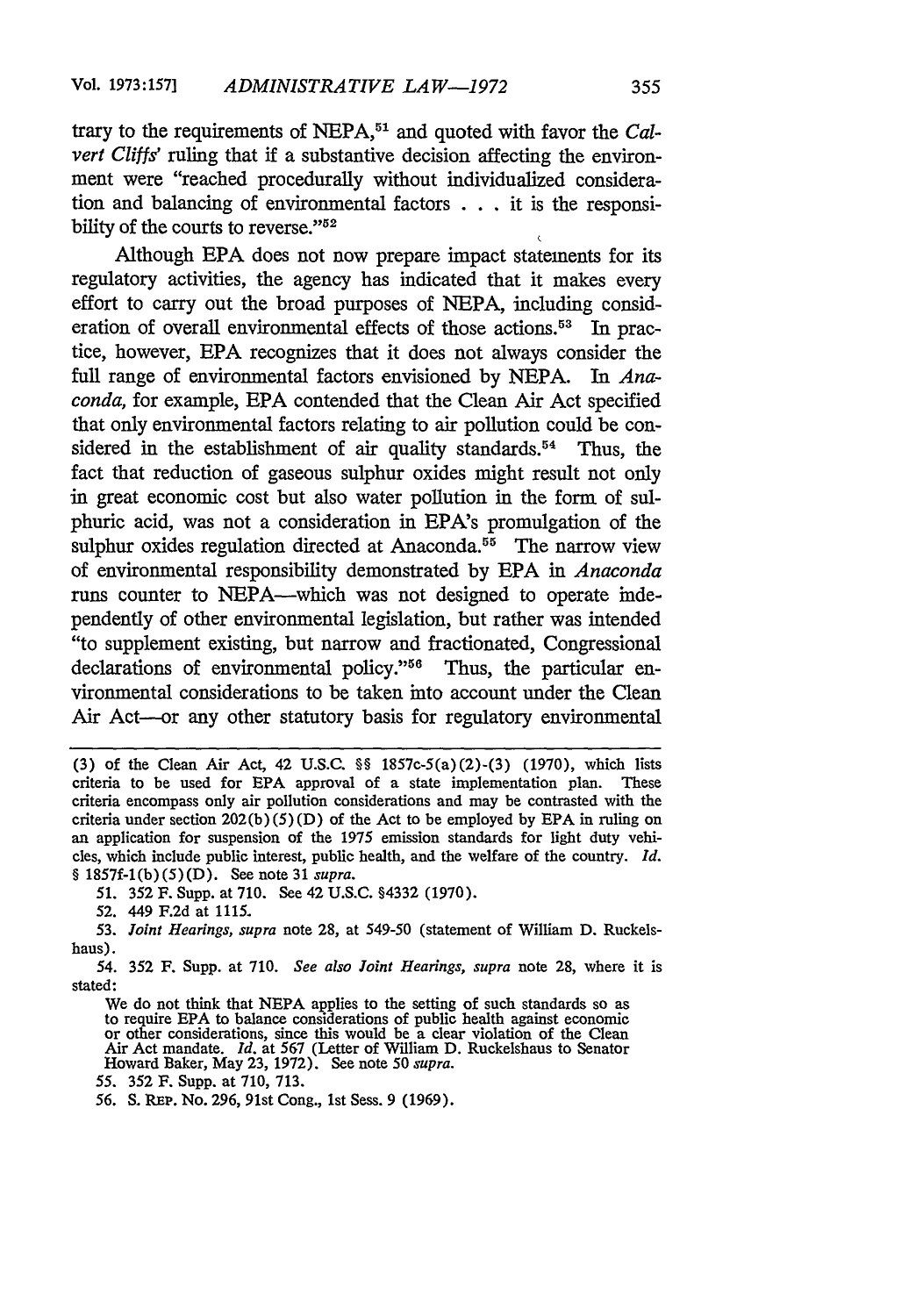trary to the requirements of NEPA,[51] and quoted with favor the *Calvert Cliffs'* ruling that if a substantive decision affecting the environment were "reached procedurally without individualized consideration and balancing of environmental factors . . . it is the responsibility of the courts to reverse."[52]

Although EPA does not now prepare impact statements for its regulatory activities, the agency has indicated that it makes every effort to carry out the broad purposes of NEPA, including consideration of overall environmental effects of those actions.[53] In practice, however, EPA recognizes that it does not always consider the full range of environmental factors envisioned by NEPA. In *Anaconda,* for example, EPA contended that the Clean Air Act specified that only environmental factors relating to air pollution could be considered in the establishment of air quality standards.[54] Thus, the fact that reduction of gaseous sulphur oxides might result not only in great economic cost but also water pollution in the form of sulphuric acid, was not a consideration in EPA's promulgation of the sulphur oxides regulation directed at Anaconda.[55] The narrow view of environmental responsibility demonstrated by EPA in *Anaconda* runs counter to NEPA—which was not designed to operate independently of other environmental legislation, but rather was intended "to supplement existing, but narrow and fractionated, Congressional declarations of environmental policy."[56] Thus, the particular environmental considerations to be taken into account under the Clean Air Act—or any other statutory basis for regulatory environmental

---

(3) of the Clean Air Act, 42 U.S.C. §§ 1857c-5(a)(2)-(3) (1970), which lists criteria to be used for EPA approval of a state implementation plan. These criteria encompass only air pollution considerations and may be contrasted with the criteria under section 202(b)(5)(D) of the Act to be employed by EPA in ruling on an application for suspension of the 1975 emission standards for light duty vehicles, which include public interest, public health, and the welfare of the country. *Id.* § 1857f-1(b)(5)(D). See note 31 *supra.*

51. 352 F. Supp. at 710. See 42 U.S.C. §4332 (1970).

52. 449 F.2d at 1115.

53. *Joint Hearings, supra* note 28, at 549-50 (statement of William D. Ruckelshaus).

54. 352 F. Supp. at 710. *See also Joint Hearings, supra* note 28, where it is stated:

> We do not think that NEPA applies to the setting of such standards so as to require EPA to balance considerations of public health against economic or other considerations, since this would be a clear violation of the Clean Air Act mandate. *Id.* at 567 (Letter of William D. Ruckelshaus to Senator Howard Baker, May 23, 1972). See note 50 *supra.*

55. 352 F. Supp. at 710, 713.

56. S. REP. No. 296, 91st Cong., 1st Sess. 9 (1969).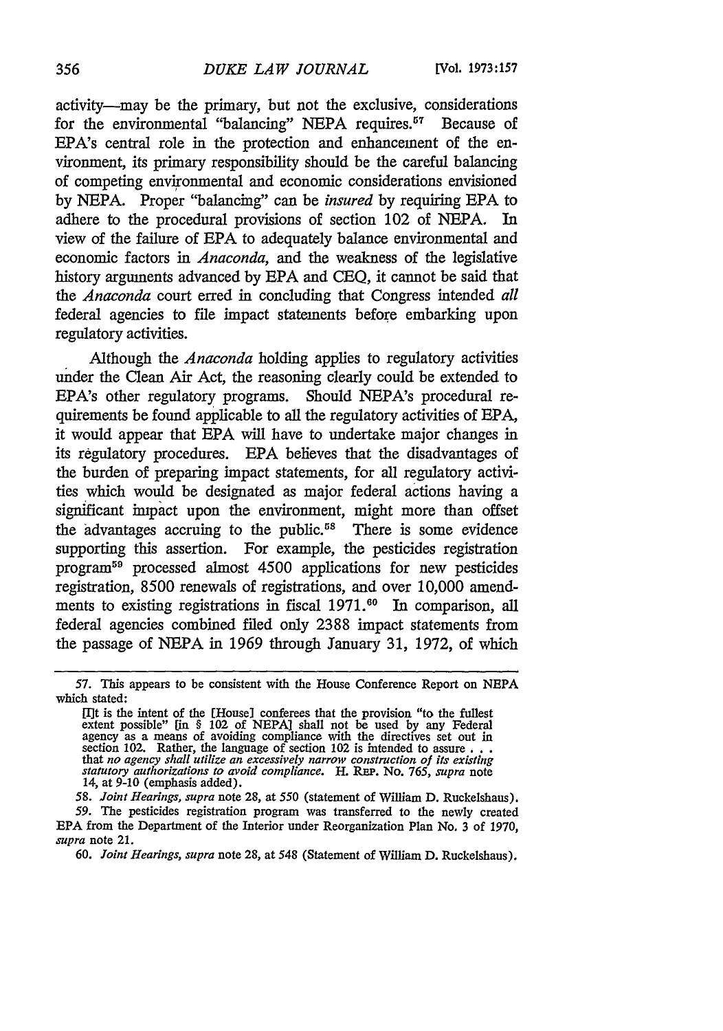activity—may be the primary, but not the exclusive, considerations for the environmental "balancing" NEPA requires.[57] Because of EPA's central role in the protection and enhancement of the environment, its primary responsibility should be the careful balancing of competing environmental and economic considerations envisioned by NEPA. Proper "balancing" can be *insured* by requiring EPA to adhere to the procedural provisions of section 102 of NEPA. In view of the failure of EPA to adequately balance environmental and economic factors in *Anaconda*, and the weakness of the legislative history arguments advanced by EPA and CEQ, it cannot be said that the *Anaconda* court erred in concluding that Congress intended *all* federal agencies to file impact statements before embarking upon regulatory activities.

Although the *Anaconda* holding applies to regulatory activities under the Clean Air Act, the reasoning clearly could be extended to EPA's other regulatory programs. Should NEPA's procedural requirements be found applicable to all the regulatory activities of EPA, it would appear that EPA will have to undertake major changes in its regulatory procedures. EPA believes that the disadvantages of the burden of preparing impact statements, for all regulatory activities which would be designated as major federal actions having a significant impact upon the environment, might more than offset the advantages accruing to the public.[58] There is some evidence supporting this assertion. For example, the pesticides registration program[59] processed almost 4500 applications for new pesticides registration, 8500 renewals of registrations, and over 10,000 amendments to existing registrations in fiscal 1971.[60] In comparison, all federal agencies combined filed only 2388 impact statements from the passage of NEPA in 1969 through January 31, 1972, of which

---

57. This appears to be consistent with the House Conference Report on NEPA which stated:

> [I]t is the intent of the [House] conferees that the provision "to the fullest extent possible" [in § 102 of NEPA] shall not be used by any Federal agency as a means of avoiding compliance with the directives set out in section 102. Rather, the language of section 102 is intended to assure . . . that *no agency shall utilize an excessively narrow construction of its existing statutory authorizations to avoid compliance*. H. REP. No. 765, *supra* note 14, at 9-10 (emphasis added).

58. *Joint Hearings, supra* note 28, at 550 (statement of William D. Ruckelshaus).

59. The pesticides registration program was transferred to the newly created EPA from the Department of the Interior under Reorganization Plan No. 3 of 1970, *supra* note 21.

60. *Joint Hearings, supra* note 28, at 548 (Statement of William D. Ruckelshaus).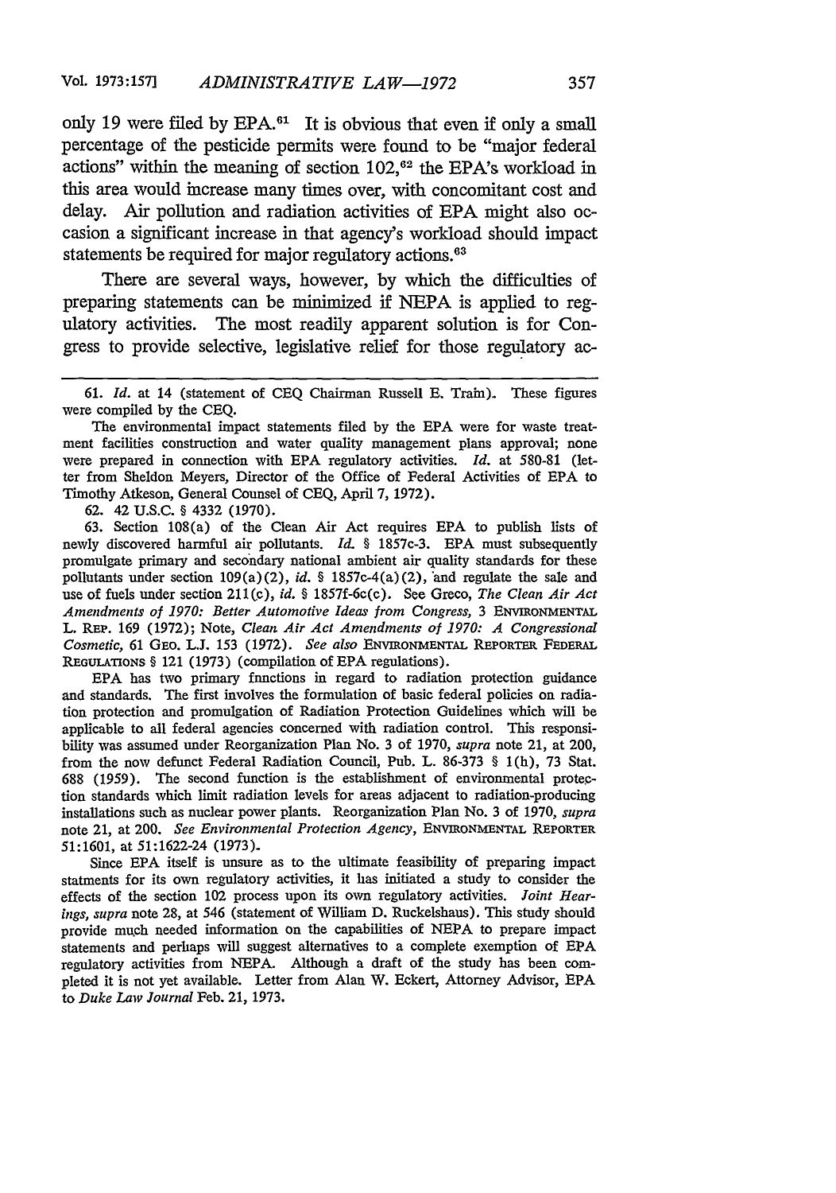only 19 were filed by EPA.[61] It is obvious that even if only a small percentage of the pesticide permits were found to be "major federal actions" within the meaning of section 102,[62] the EPA's workload in this area would increase many times over, with concomitant cost and delay. Air pollution and radiation activities of EPA might also occasion a significant increase in that agency's workload should impact statements be required for major regulatory actions.[63]

There are several ways, however, by which the difficulties of preparing statements can be minimized if NEPA is applied to regulatory activities. The most readily apparent solution is for Congress to provide selective, legislative relief for those regulatory ac-

---

61. *Id.* at 14 (statement of CEQ Chairman Russell E. Train). These figures were compiled by the CEQ.

The environmental impact statements filed by the EPA were for waste treatment facilities construction and water quality management plans approval; none were prepared in connection with EPA regulatory activities. *Id.* at 580-81 (letter from Sheldon Meyers, Director of the Office of Federal Activities of EPA to Timothy Atkeson, General Counsel of CEQ, April 7, 1972).

62. 42 U.S.C. § 4332 (1970).

63. Section 108(a) of the Clean Air Act requires EPA to publish lists of newly discovered harmful air pollutants. *Id.* § 1857c-3. EPA must subsequently promulgate primary and secondary national ambient air quality standards for these pollutants under section 109(a)(2), *id.* § 1857c-4(a)(2), and regulate the sale and use of fuels under section 211(c), *id.* § 1857f-6c(c). See Greco, *The Clean Air Act Amendments of 1970: Better Automotive Ideas from Congress,* 3 ENVIRONMENTAL L. REP. 169 (1972); Note, *Clean Air Act Amendments of 1970: A Congressional Cosmetic,* 61 GEO. L.J. 153 (1972). *See also* ENVIRONMENTAL REPORTER FEDERAL REGULATIONS § 121 (1973) (compilation of EPA regulations).

EPA has two primary fnnctions in regard to radiation protection guidance and standards. The first involves the formulation of basic federal policies on radiation protection and promulgation of Radiation Protection Guidelines which will be applicable to all federal agencies concerned with radiation control. This responsibility was assumed under Reorganization Plan No. 3 of 1970, *supra* note 21, at 200, from the now defunct Federal Radiation Council, Pub. L. 86-373 § 1(h), 73 Stat. 688 (1959). The second function is the establishment of environmental protection standards which limit radiation levels for areas adjacent to radiation-producing installations such as nuclear power plants. Reorganization Plan No. 3 of 1970, *supra* note 21, at 200. *See Environmental Protection Agency,* ENVIRONMENTAL REPORTER 51:1601, at 51:1622-24 (1973).

Since EPA itself is unsure as to the ultimate feasibility of preparing impact statments for its own regulatory activities, it has initiated a study to consider the effects of the section 102 process upon its own regulatory activities. *Joint Hearings, supra* note 28, at 546 (statement of William D. Ruckelshaus). This study should provide much needed information on the capabilities of NEPA to prepare impact statements and perhaps will suggest alternatives to a complete exemption of EPA regulatory activities from NEPA. Although a draft of the study has been completed it is not yet available. Letter from Alan W. Eckert, Attorney Advisor, EPA to *Duke Law Journal* Feb. 21, 1973.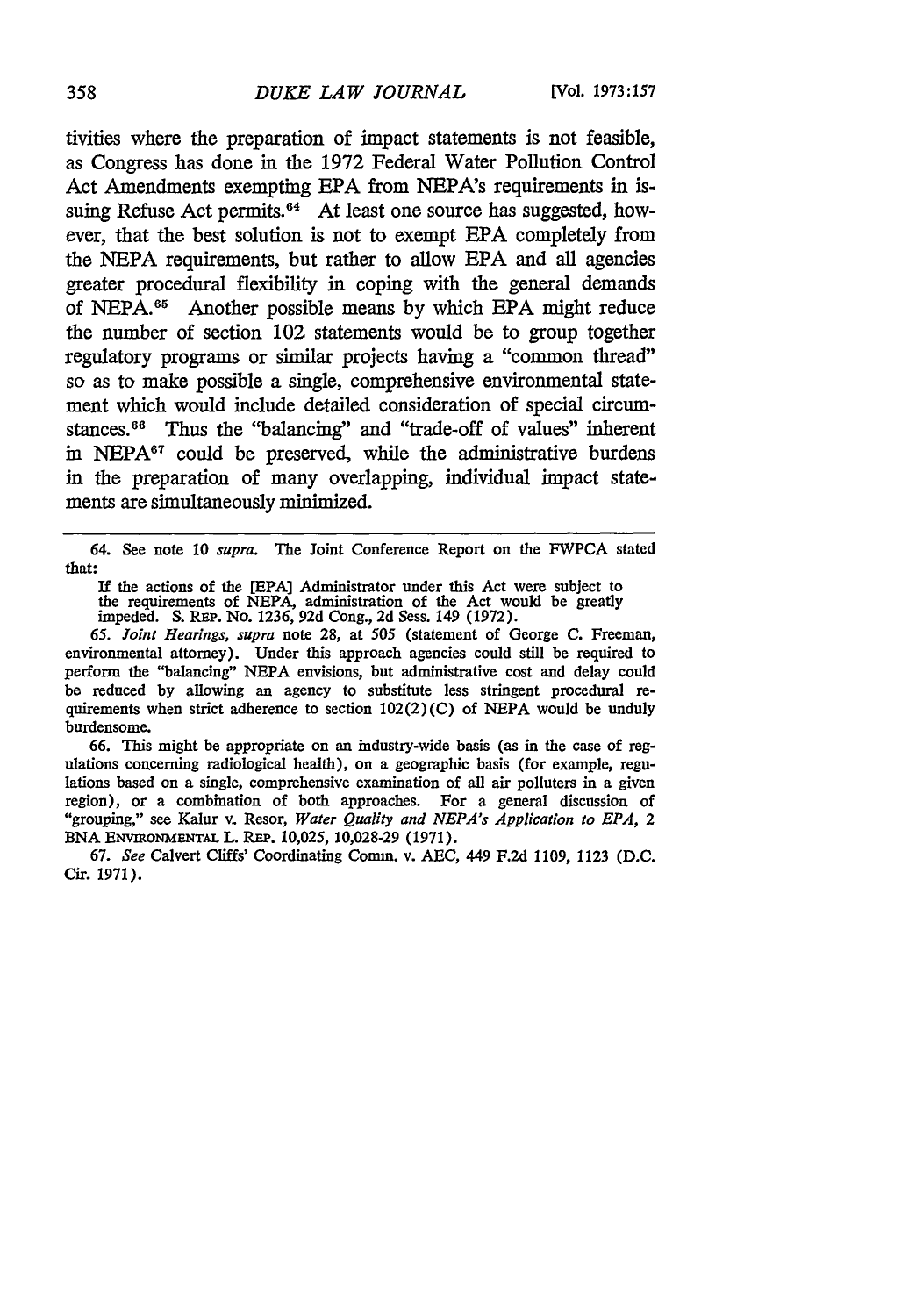tivities where the preparation of impact statements is not feasible, as Congress has done in the 1972 Federal Water Pollution Control Act Amendments exempting EPA from NEPA's requirements in issuing Refuse Act permits.[64] At least one source has suggested, however, that the best solution is not to exempt EPA completely from the NEPA requirements, but rather to allow EPA and all agencies greater procedural flexibility in coping with the general demands of NEPA.[65] Another possible means by which EPA might reduce the number of section 102 statements would be to group together regulatory programs or similar projects having a "common thread" so as to make possible a single, comprehensive environmental statement which would include detailed consideration of special circumstances.[66] Thus the "balancing" and "trade-off of values" inherent in NEPA[67] could be preserved, while the administrative burdens in the preparation of many overlapping, individual impact statements are simultaneously minimized.

---

64. See note 10 *supra*. The Joint Conference Report on the FWPCA stated that:

> If the actions of the [EPA] Administrator under this Act were subject to the requirements of NEPA, administration of the Act would be greatly impeded. S. REP. No. 1236, 92d Cong., 2d Sess. 149 (1972).

65. *Joint Hearings, supra* note 28, at 505 (statement of George C. Freeman, environmental attorney). Under this approach agencies could still be required to perform the "balancing" NEPA envisions, but administrative cost and delay could be reduced by allowing an agency to substitute less stringent procedural requirements when strict adherence to section 102(2)(C) of NEPA would be unduly burdensome.

66. This might be appropriate on an industry-wide basis (as in the case of regulations concerning radiological health), on a geographic basis (for example, regulations based on a single, comprehensive examination of all air polluters in a given region), or a combination of both approaches. For a general discussion of "grouping," see Kalur v. Resor, *Water Quality and NEPA's Application to EPA*, 2 BNA ENVIRONMENTAL L. REP. 10,025, 10,028-29 (1971).

67. *See* Calvert Cliffs' Coordinating Comm. v. AEC, 449 F.2d 1109, 1123 (D.C. Cir. 1971).